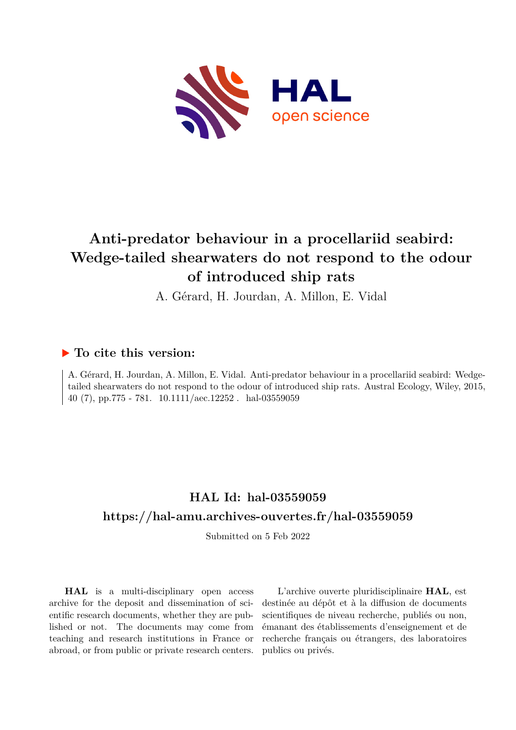# Anti-predator behaviour in a procellariid seabird: Wedge-tailed shearwaters do not respond to the odour of introduced ship rats

A. Gérard, H. Jourdan, A. Millon, E. Vidal

## ▶ To cite this version:

A. Gérard, H. Jourdan, A. Millon, E. Vidal. Anti-predator behaviour in a procellariid seabird: Wedge-tailed shearwaters do not respond to the odour of introduced ship rats. Austral Ecology, Wiley, 2015, 40 (7), pp.775 - 781. 10.1111/aec.12252 . hal-03559059

## HAL Id: hal-03559059

## https://hal-amu.archives-ouvertes.fr/hal-03559059

Submitted on 5 Feb 2022

**HAL** is a multi-disciplinary open access archive for the deposit and dissemination of scientific research documents, whether they are published or not. The documents may come from teaching and research institutions in France or abroad, or from public or private research centers.

L'archive ouverte pluridisciplinaire **HAL**, est destinée au dépôt et à la diffusion de documents scientifiques de niveau recherche, publiés ou non, émanant des établissements d'enseignement et de recherche français ou étrangers, des laboratoires publics ou privés.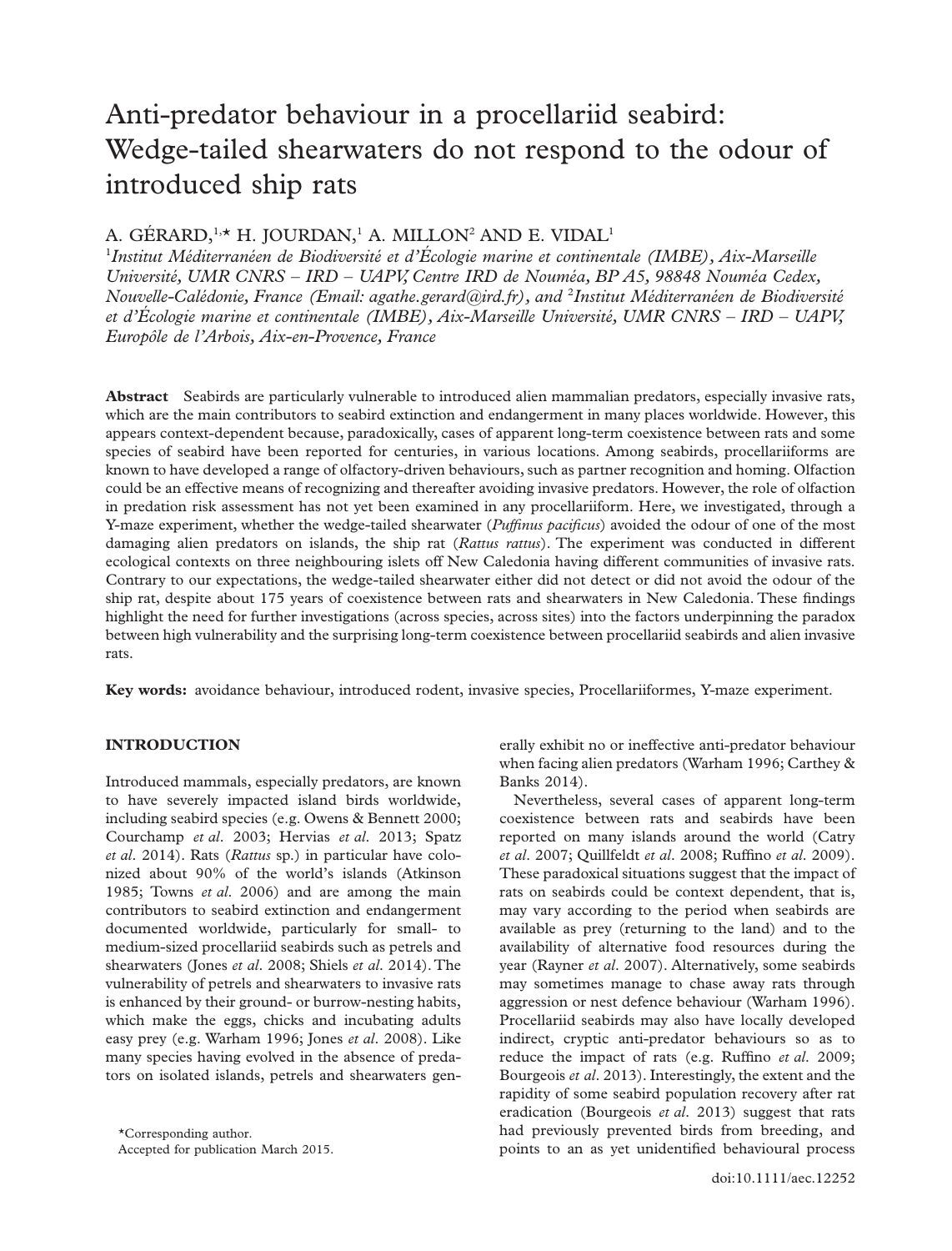# Anti-predator behaviour in a procellariid seabird: Wedge-tailed shearwaters do not respond to the odour of introduced ship rats

A. GÉRARD,[1,*] H. JOURDAN,[1] A. MILLON[2] AND E. VIDAL[1]

[1]*Institut Méditerranéen de Biodiversité et d'Écologie marine et continentale (IMBE), Aix-Marseille Université, UMR CNRS – IRD – UAPV, Centre IRD de Nouméa, BP A5, 98848 Nouméa Cedex, Nouvelle-Calédonie, France (Email: agathe.gerard@ird.fr), and* [2]*Institut Méditerranéen de Biodiversité et d'Écologie marine et continentale (IMBE), Aix-Marseille Université, UMR CNRS – IRD – UAPV, Europôle de l'Arbois, Aix-en-Provence, France*

**Abstract** Seabirds are particularly vulnerable to introduced alien mammalian predators, especially invasive rats, which are the main contributors to seabird extinction and endangerment in many places worldwide. However, this appears context-dependent because, paradoxically, cases of apparent long-term coexistence between rats and some species of seabird have been reported for centuries, in various locations. Among seabirds, procellariiforms are known to have developed a range of olfactory-driven behaviours, such as partner recognition and homing. Olfaction could be an effective means of recognizing and thereafter avoiding invasive predators. However, the role of olfaction in predation risk assessment has not yet been examined in any procellariiform. Here, we investigated, through a Y-maze experiment, whether the wedge-tailed shearwater (*Puffinus pacificus*) avoided the odour of one of the most damaging alien predators on islands, the ship rat (*Rattus rattus*). The experiment was conducted in different ecological contexts on three neighbouring islets off New Caledonia having different communities of invasive rats. Contrary to our expectations, the wedge-tailed shearwater either did not detect or did not avoid the odour of the ship rat, despite about 175 years of coexistence between rats and shearwaters in New Caledonia. These findings highlight the need for further investigations (across species, across sites) into the factors underpinning the paradox between high vulnerability and the surprising long-term coexistence between procellariid seabirds and alien invasive rats.

**Key words:** avoidance behaviour, introduced rodent, invasive species, Procellariiformes, Y-maze experiment.

## INTRODUCTION

Introduced mammals, especially predators, are known to have severely impacted island birds worldwide, including seabird species (e.g. Owens & Bennett 2000; Courchamp *et al*. 2003; Hervias *et al*. 2013; Spatz *et al*. 2014). Rats (*Rattus* sp.) in particular have colonized about 90% of the world's islands (Atkinson 1985; Towns *et al*. 2006) and are among the main contributors to seabird extinction and endangerment documented worldwide, particularly for small- to medium-sized procellariid seabirds such as petrels and shearwaters (Jones *et al*. 2008; Shiels *et al*. 2014). The vulnerability of petrels and shearwaters to invasive rats is enhanced by their ground- or burrow-nesting habits, which make the eggs, chicks and incubating adults easy prey (e.g. Warham 1996; Jones *et al*. 2008). Like many species having evolved in the absence of predators on isolated islands, petrels and shearwaters generally exhibit no or ineffective anti-predator behaviour when facing alien predators (Warham 1996; Carthey & Banks 2014).

Nevertheless, several cases of apparent long-term coexistence between rats and seabirds have been reported on many islands around the world (Catry *et al*. 2007; Quillfeldt *et al*. 2008; Ruffino *et al*. 2009). These paradoxical situations suggest that the impact of rats on seabirds could be context dependent, that is, may vary according to the period when seabirds are available as prey (returning to the land) and to the availability of alternative food resources during the year (Rayner *et al*. 2007). Alternatively, some seabirds may sometimes manage to chase away rats through aggression or nest defence behaviour (Warham 1996). Procellariid seabirds may also have locally developed indirect, cryptic anti-predator behaviours so as to reduce the impact of rats (e.g. Ruffino *et al*. 2009; Bourgeois *et al*. 2013). Interestingly, the extent and the rapidity of some seabird population recovery after rat eradication (Bourgeois *et al*. 2013) suggest that rats had previously prevented birds from breeding, and points to an as yet unidentified behavioural process

*Corresponding author.
Accepted for publication March 2015.

doi:10.1111/aec.12252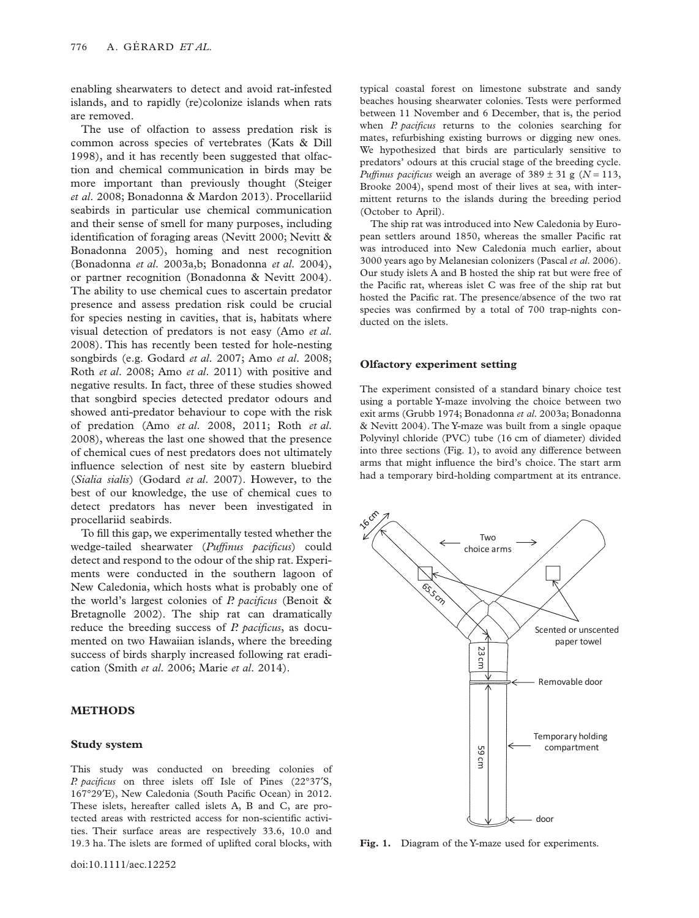enabling shearwaters to detect and avoid rat-infested islands, and to rapidly (re)colonize islands when rats are removed.

The use of olfaction to assess predation risk is common across species of vertebrates (Kats & Dill 1998), and it has recently been suggested that olfaction and chemical communication in birds may be more important than previously thought (Steiger *et al*. 2008; Bonadonna & Mardon 2013). Procellariid seabirds in particular use chemical communication and their sense of smell for many purposes, including identification of foraging areas (Nevitt 2000; Nevitt & Bonadonna 2005), homing and nest recognition (Bonadonna *et al*. 2003a,b; Bonadonna *et al*. 2004), or partner recognition (Bonadonna & Nevitt 2004). The ability to use chemical cues to ascertain predator presence and assess predation risk could be crucial for species nesting in cavities, that is, habitats where visual detection of predators is not easy (Amo *et al*. 2008). This has recently been tested for hole-nesting songbirds (e.g. Godard *et al*. 2007; Amo *et al*. 2008; Roth *et al*. 2008; Amo *et al*. 2011) with positive and negative results. In fact, three of these studies showed that songbird species detected predator odours and showed anti-predator behaviour to cope with the risk of predation (Amo *et al*. 2008, 2011; Roth *et al*. 2008), whereas the last one showed that the presence of chemical cues of nest predators does not ultimately influence selection of nest site by eastern bluebird (*Sialia sialis*) (Godard *et al*. 2007). However, to the best of our knowledge, the use of chemical cues to detect predators has never been investigated in procellariid seabirds.

To fill this gap, we experimentally tested whether the wedge-tailed shearwater (*Puffinus pacificus*) could detect and respond to the odour of the ship rat. Experiments were conducted in the southern lagoon of New Caledonia, which hosts what is probably one of the world's largest colonies of *P. pacificus* (Benoit & Bretagnolle 2002). The ship rat can dramatically reduce the breeding success of *P. pacificus*, as documented on two Hawaiian islands, where the breeding success of birds sharply increased following rat eradication (Smith *et al*. 2006; Marie *et al*. 2014).

## METHODS

### Study system

This study was conducted on breeding colonies of *P. pacificus* on three islets off Isle of Pines (22°37′S, 167°29′E), New Caledonia (South Pacific Ocean) in 2012. These islets, hereafter called islets A, B and C, are protected areas with restricted access for non-scientific activities. Their surface areas are respectively 33.6, 10.0 and 19.3 ha. The islets are formed of uplifted coral blocks, with typical coastal forest on limestone substrate and sandy beaches housing shearwater colonies. Tests were performed between 11 November and 6 December, that is, the period when *P. pacificus* returns to the colonies searching for mates, refurbishing existing burrows or digging new ones. We hypothesized that birds are particularly sensitive to predators' odours at this crucial stage of the breeding cycle. *Puffinus pacificus* weigh an average of 389 ± 31 g ($N = 113$, Brooke 2004), spend most of their lives at sea, with intermittent returns to the islands during the breeding period (October to April).

The ship rat was introduced into New Caledonia by European settlers around 1850, whereas the smaller Pacific rat was introduced into New Caledonia much earlier, about 3000 years ago by Melanesian colonizers (Pascal *et al*. 2006). Our study islets A and B hosted the ship rat but were free of the Pacific rat, whereas islet C was free of the ship rat but hosted the Pacific rat. The presence/absence of the two rat species was confirmed by a total of 700 trap-nights conducted on the islets.

### Olfactory experiment setting

The experiment consisted of a standard binary choice test using a portable Y-maze involving the choice between two exit arms (Grubb 1974; Bonadonna *et al*. 2003a; Bonadonna & Nevitt 2004). The Y-maze was built from a single opaque Polyvinyl chloride (PVC) tube (16 cm of diameter) divided into three sections (Fig. 1), to avoid any difference between arms that might influence the bird's choice. The start arm had a temporary bird-holding compartment at its entrance.

**Fig. 1.** Diagram of the Y-maze used for experiments.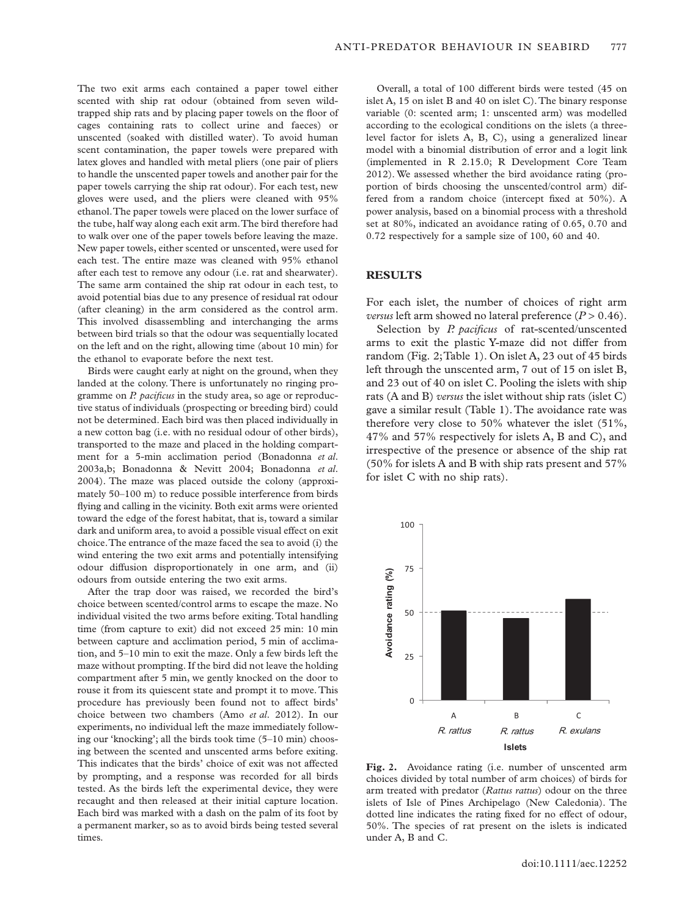The two exit arms each contained a paper towel either scented with ship rat odour (obtained from seven wild-trapped ship rats and by placing paper towels on the floor of cages containing rats to collect urine and faeces) or unscented (soaked with distilled water). To avoid human scent contamination, the paper towels were prepared with latex gloves and handled with metal pliers (one pair of pliers to handle the unscented paper towels and another pair for the paper towels carrying the ship rat odour). For each test, new gloves were used, and the pliers were cleaned with 95% ethanol. The paper towels were placed on the lower surface of the tube, half way along each exit arm. The bird therefore had to walk over one of the paper towels before leaving the maze. New paper towels, either scented or unscented, were used for each test. The entire maze was cleaned with 95% ethanol after each test to remove any odour (i.e. rat and shearwater). The same arm contained the ship rat odour in each test, to avoid potential bias due to any presence of residual rat odour (after cleaning) in the arm considered as the control arm. This involved disassembling and interchanging the arms between bird trials so that the odour was sequentially located on the left and on the right, allowing time (about 10 min) for the ethanol to evaporate before the next test.

Birds were caught early at night on the ground, when they landed at the colony. There is unfortunately no ringing programme on *P. pacificus* in the study area, so age or reproductive status of individuals (prospecting or breeding bird) could not be determined. Each bird was then placed individually in a new cotton bag (i.e. with no residual odour of other birds), transported to the maze and placed in the holding compartment for a 5-min acclimation period (Bonadonna *et al.* 2003a,b; Bonadonna & Nevitt 2004; Bonadonna *et al.* 2004). The maze was placed outside the colony (approximately 50–100 m) to reduce possible interference from birds flying and calling in the vicinity. Both exit arms were oriented toward the edge of the forest habitat, that is, toward a similar dark and uniform area, to avoid a possible visual effect on exit choice. The entrance of the maze faced the sea to avoid (i) the wind entering the two exit arms and potentially intensifying odour diffusion disproportionately in one arm, and (ii) odours from outside entering the two exit arms.

After the trap door was raised, we recorded the bird's choice between scented/control arms to escape the maze. No individual visited the two arms before exiting. Total handling time (from capture to exit) did not exceed 25 min: 10 min between capture and acclimation period, 5 min of acclimation, and 5–10 min to exit the maze. Only a few birds left the maze without prompting. If the bird did not leave the holding compartment after 5 min, we gently knocked on the door to rouse it from its quiescent state and prompt it to move. This procedure has previously been found not to affect birds' choice between two chambers (Amo *et al.* 2012). In our experiments, no individual left the maze immediately following our 'knocking'; all the birds took time (5–10 min) choosing between the scented and unscented arms before exiting. This indicates that the birds' choice of exit was not affected by prompting, and a response was recorded for all birds tested. As the birds left the experimental device, they were recaught and then released at their initial capture location. Each bird was marked with a dash on the palm of its foot by a permanent marker, so as to avoid birds being tested several times.

Overall, a total of 100 different birds were tested (45 on islet A, 15 on islet B and 40 on islet C). The binary response variable (0: scented arm; 1: unscented arm) was modelled according to the ecological conditions on the islets (a three-level factor for islets A, B, C), using a generalized linear model with a binomial distribution of error and a logit link (implemented in R 2.15.0; R Development Core Team 2012). We assessed whether the bird avoidance rating (proportion of birds choosing the unscented/control arm) differed from a random choice (intercept fixed at 50%). A power analysis, based on a binomial process with a threshold set at 80%, indicated an avoidance rating of 0.65, 0.70 and 0.72 respectively for a sample size of 100, 60 and 40.

## RESULTS

For each islet, the number of choices of right arm *versus* left arm showed no lateral preference ($P > 0.46$).

Selection by *P. pacificus* of rat-scented/unscented arms to exit the plastic Y-maze did not differ from random (Fig. 2; Table 1). On islet A, 23 out of 45 birds left through the unscented arm, 7 out of 15 on islet B, and 23 out of 40 on islet C. Pooling the islets with ship rats (A and B) *versus* the islet without ship rats (islet C) gave a similar result (Table 1). The avoidance rate was therefore very close to 50% whatever the islet (51%, 47% and 57% respectively for islets A, B and C), and irrespective of the presence or absence of the ship rat (50% for islets A and B with ship rats present and 57% for islet C with no ship rats).

**Fig. 2.** Avoidance rating (i.e. number of unscented arm choices divided by total number of arm choices) of birds for arm treated with predator (*Rattus rattus*) odour on the three islets of Isle of Pines Archipelago (New Caledonia). The dotted line indicates the rating fixed for no effect of odour, 50%. The species of rat present on the islets is indicated under A, B and C.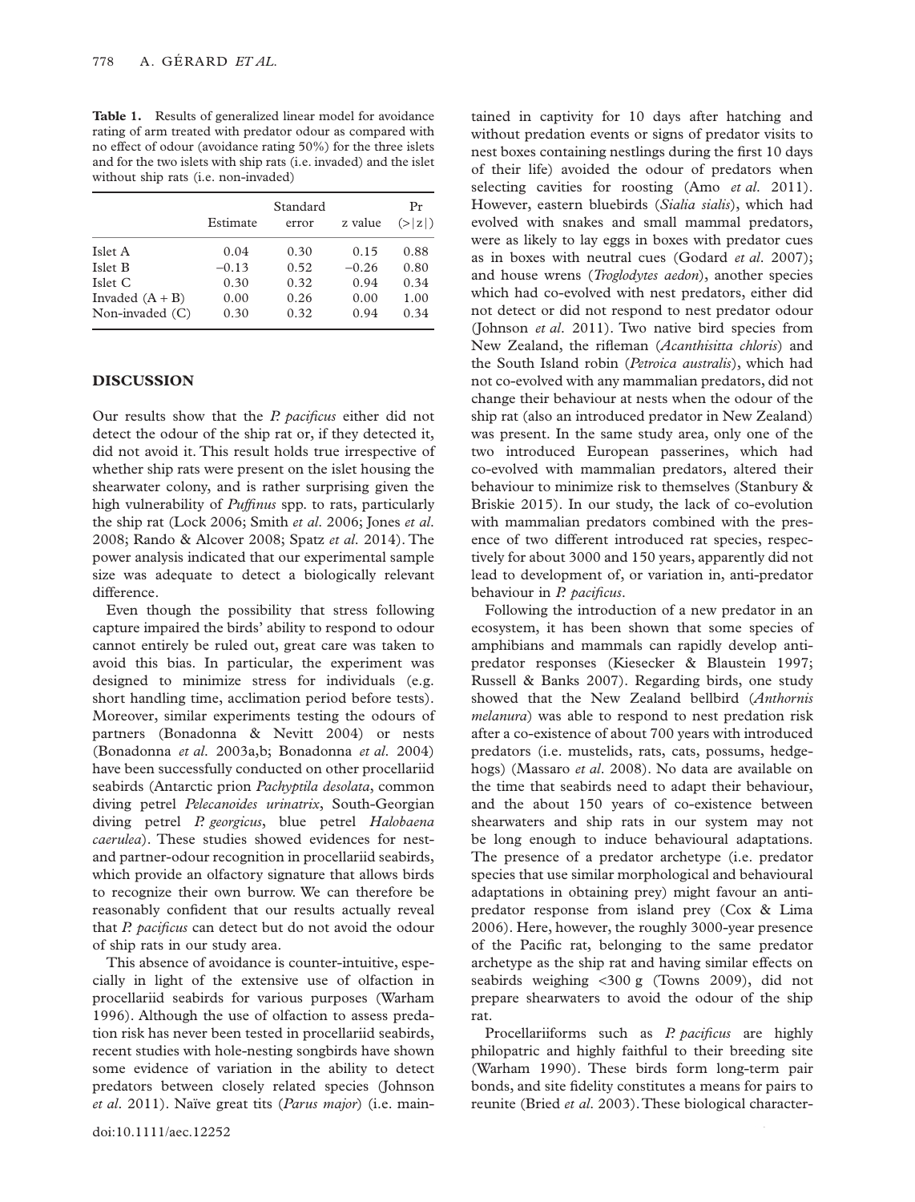**Table 1.** Results of generalized linear model for avoidance rating of arm treated with predator odour as compared with no effect of odour (avoidance rating 50%) for the three islets and for the two islets with ship rats (i.e. invaded) and the islet without ship rats (i.e. non-invaded)

| | Estimate | Standard error | z value | Pr (>\|z\|) |
|---|---|---|---|---|
| Islet A | 0.04 | 0.30 | 0.15 | 0.88 |
| Islet B | −0.13 | 0.52 | −0.26 | 0.80 |
| Islet C | 0.30 | 0.32 | 0.94 | 0.34 |
| Invaded (A + B) | 0.00 | 0.26 | 0.00 | 1.00 |
| Non-invaded (C) | 0.30 | 0.32 | 0.94 | 0.34 |

## DISCUSSION

Our results show that the *P. pacificus* either did not detect the odour of the ship rat or, if they detected it, did not avoid it. This result holds true irrespective of whether ship rats were present on the islet housing the shearwater colony, and is rather surprising given the high vulnerability of *Puffinus* spp. to rats, particularly the ship rat (Lock 2006; Smith *et al*. 2006; Jones *et al*. 2008; Rando & Alcover 2008; Spatz *et al*. 2014). The power analysis indicated that our experimental sample size was adequate to detect a biologically relevant difference.

Even though the possibility that stress following capture impaired the birds' ability to respond to odour cannot entirely be ruled out, great care was taken to avoid this bias. In particular, the experiment was designed to minimize stress for individuals (e.g. short handling time, acclimation period before tests). Moreover, similar experiments testing the odours of partners (Bonadonna & Nevitt 2004) or nests (Bonadonna *et al*. 2003a,b; Bonadonna *et al*. 2004) have been successfully conducted on other procellariid seabirds (Antarctic prion *Pachyptila desolata*, common diving petrel *Pelecanoides urinatrix*, South-Georgian diving petrel *P. georgicus*, blue petrel *Halobaena caerulea*). These studies showed evidences for nest- and partner-odour recognition in procellariid seabirds, which provide an olfactory signature that allows birds to recognize their own burrow. We can therefore be reasonably confident that our results actually reveal that *P. pacificus* can detect but do not avoid the odour of ship rats in our study area.

This absence of avoidance is counter-intuitive, especially in light of the extensive use of olfaction in procellariid seabirds for various purposes (Warham 1996). Although the use of olfaction to assess predation risk has never been tested in procellariid seabirds, recent studies with hole-nesting songbirds have shown some evidence of variation in the ability to detect predators between closely related species (Johnson *et al*. 2011). Naïve great tits (*Parus major*) (i.e. maintained in captivity for 10 days after hatching and without predation events or signs of predator visits to nest boxes containing nestlings during the first 10 days of their life) avoided the odour of predators when selecting cavities for roosting (Amo *et al*. 2011). However, eastern bluebirds (*Sialia sialis*), which had evolved with snakes and small mammal predators, were as likely to lay eggs in boxes with predator cues as in boxes with neutral cues (Godard *et al*. 2007); and house wrens (*Troglodytes aedon*), another species which had co-evolved with nest predators, either did not detect or did not respond to nest predator odour (Johnson *et al*. 2011). Two native bird species from New Zealand, the rifleman (*Acanthisitta chloris*) and the South Island robin (*Petroica australis*), which had not co-evolved with any mammalian predators, did not change their behaviour at nests when the odour of the ship rat (also an introduced predator in New Zealand) was present. In the same study area, only one of the two introduced European passerines, which had co-evolved with mammalian predators, altered their behaviour to minimize risk to themselves (Stanbury & Briskie 2015). In our study, the lack of co-evolution with mammalian predators combined with the presence of two different introduced rat species, respectively for about 3000 and 150 years, apparently did not lead to development of, or variation in, anti-predator behaviour in *P. pacificus*.

Following the introduction of a new predator in an ecosystem, it has been shown that some species of amphibians and mammals can rapidly develop anti-predator responses (Kiesecker & Blaustein 1997; Russell & Banks 2007). Regarding birds, one study showed that the New Zealand bellbird (*Anthornis melanura*) was able to respond to nest predation risk after a co-existence of about 700 years with introduced predators (i.e. mustelids, rats, cats, possums, hedgehogs) (Massaro *et al*. 2008). No data are available on the time that seabirds need to adapt their behaviour, and the about 150 years of co-existence between shearwaters and ship rats in our system may not be long enough to induce behavioural adaptations. The presence of a predator archetype (i.e. predator species that use similar morphological and behavioural adaptations in obtaining prey) might favour an anti-predator response from island prey (Cox & Lima 2006). Here, however, the roughly 3000-year presence of the Pacific rat, belonging to the same predator archetype as the ship rat and having similar effects on seabirds weighing <300 g (Towns 2009), did not prepare shearwaters to avoid the odour of the ship rat.

Procellariiforms such as *P. pacificus* are highly philopatric and highly faithful to their breeding site (Warham 1990). These birds form long-term pair bonds, and site fidelity constitutes a means for pairs to reunite (Bried *et al*. 2003). These biological character-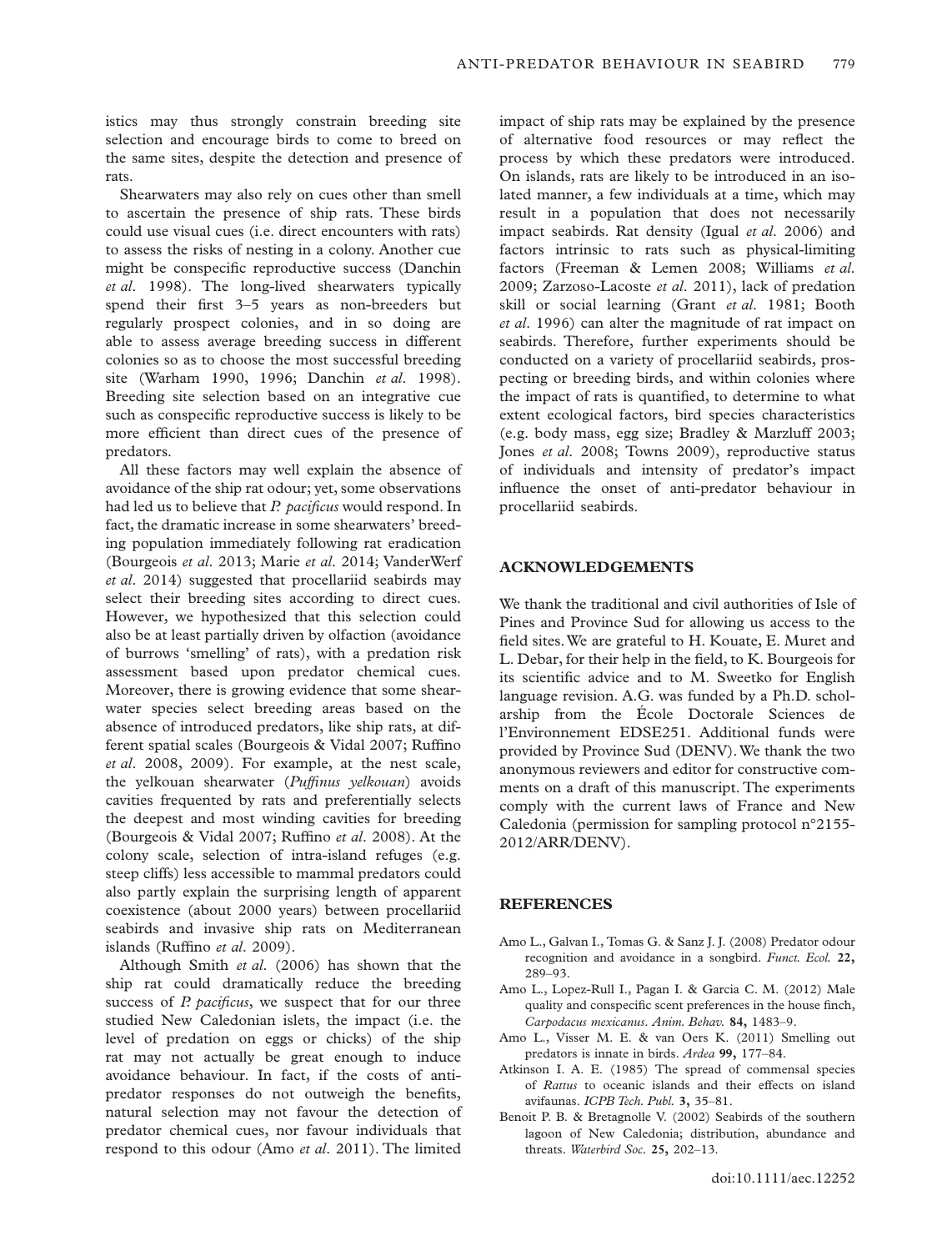istics may thus strongly constrain breeding site selection and encourage birds to come to breed on the same sites, despite the detection and presence of rats.

Shearwaters may also rely on cues other than smell to ascertain the presence of ship rats. These birds could use visual cues (i.e. direct encounters with rats) to assess the risks of nesting in a colony. Another cue might be conspecific reproductive success (Danchin *et al*. 1998). The long-lived shearwaters typically spend their first 3–5 years as non-breeders but regularly prospect colonies, and in so doing are able to assess average breeding success in different colonies so as to choose the most successful breeding site (Warham 1990, 1996; Danchin *et al*. 1998). Breeding site selection based on an integrative cue such as conspecific reproductive success is likely to be more efficient than direct cues of the presence of predators.

All these factors may well explain the absence of avoidance of the ship rat odour; yet, some observations had led us to believe that *P. pacificus* would respond. In fact, the dramatic increase in some shearwaters' breeding population immediately following rat eradication (Bourgeois *et al*. 2013; Marie *et al*. 2014; VanderWerf *et al*. 2014) suggested that procellariid seabirds may select their breeding sites according to direct cues. However, we hypothesized that this selection could also be at least partially driven by olfaction (avoidance of burrows 'smelling' of rats), with a predation risk assessment based upon predator chemical cues. Moreover, there is growing evidence that some shearwater species select breeding areas based on the absence of introduced predators, like ship rats, at different spatial scales (Bourgeois & Vidal 2007; Ruffino *et al*. 2008, 2009). For example, at the nest scale, the yelkouan shearwater (*Puffinus yelkouan*) avoids cavities frequented by rats and preferentially selects the deepest and most winding cavities for breeding (Bourgeois & Vidal 2007; Ruffino *et al*. 2008). At the colony scale, selection of intra-island refuges (e.g. steep cliffs) less accessible to mammal predators could also partly explain the surprising length of apparent coexistence (about 2000 years) between procellariid seabirds and invasive ship rats on Mediterranean islands (Ruffino *et al*. 2009).

Although Smith *et al*. (2006) has shown that the ship rat could dramatically reduce the breeding success of *P. pacificus*, we suspect that for our three studied New Caledonian islets, the impact (i.e. the level of predation on eggs or chicks) of the ship rat may not actually be great enough to induce avoidance behaviour. In fact, if the costs of anti-predator responses do not outweigh the benefits, natural selection may not favour the detection of predator chemical cues, nor favour individuals that respond to this odour (Amo *et al*. 2011). The limited impact of ship rats may be explained by the presence of alternative food resources or may reflect the process by which these predators were introduced. On islands, rats are likely to be introduced in an isolated manner, a few individuals at a time, which may result in a population that does not necessarily impact seabirds. Rat density (Igual *et al*. 2006) and factors intrinsic to rats such as physical-limiting factors (Freeman & Lemen 2008; Williams *et al*. 2009; Zarzoso-Lacoste *et al*. 2011), lack of predation skill or social learning (Grant *et al*. 1981; Booth *et al*. 1996) can alter the magnitude of rat impact on seabirds. Therefore, further experiments should be conducted on a variety of procellariid seabirds, prospecting or breeding birds, and within colonies where the impact of rats is quantified, to determine to what extent ecological factors, bird species characteristics (e.g. body mass, egg size; Bradley & Marzluff 2003; Jones *et al*. 2008; Towns 2009), reproductive status of individuals and intensity of predator's impact influence the onset of anti-predator behaviour in procellariid seabirds.

## ACKNOWLEDGEMENTS

We thank the traditional and civil authorities of Isle of Pines and Province Sud for allowing us access to the field sites. We are grateful to H. Kouate, E. Muret and L. Debar, for their help in the field, to K. Bourgeois for its scientific advice and to M. Sweetko for English language revision. A.G. was funded by a Ph.D. scholarship from the École Doctorale Sciences de l'Environnement EDSE251. Additional funds were provided by Province Sud (DENV). We thank the two anonymous reviewers and editor for constructive comments on a draft of this manuscript. The experiments comply with the current laws of France and New Caledonia (permission for sampling protocol n°2155-2012/ARR/DENV).

## REFERENCES

- Amo L., Galvan I., Tomas G. & Sanz J. J. (2008) Predator odour recognition and avoidance in a songbird. *Funct. Ecol.* **22,** 289–93.
- Amo L., Lopez-Rull I., Pagan I. & Garcia C. M. (2012) Male quality and conspecific scent preferences in the house finch, *Carpodacus mexicanus*. *Anim. Behav.* **84,** 1483–9.
- Amo L., Visser M. E. & van Oers K. (2011) Smelling out predators is innate in birds. *Ardea* **99,** 177–84.
- Atkinson I. A. E. (1985) The spread of commensal species of *Rattus* to oceanic islands and their effects on island avifaunas. *ICPB Tech. Publ.* **3,** 35–81.
- Benoit P. B. & Bretagnolle V. (2002) Seabirds of the southern lagoon of New Caledonia; distribution, abundance and threats. *Waterbird Soc.* **25,** 202–13.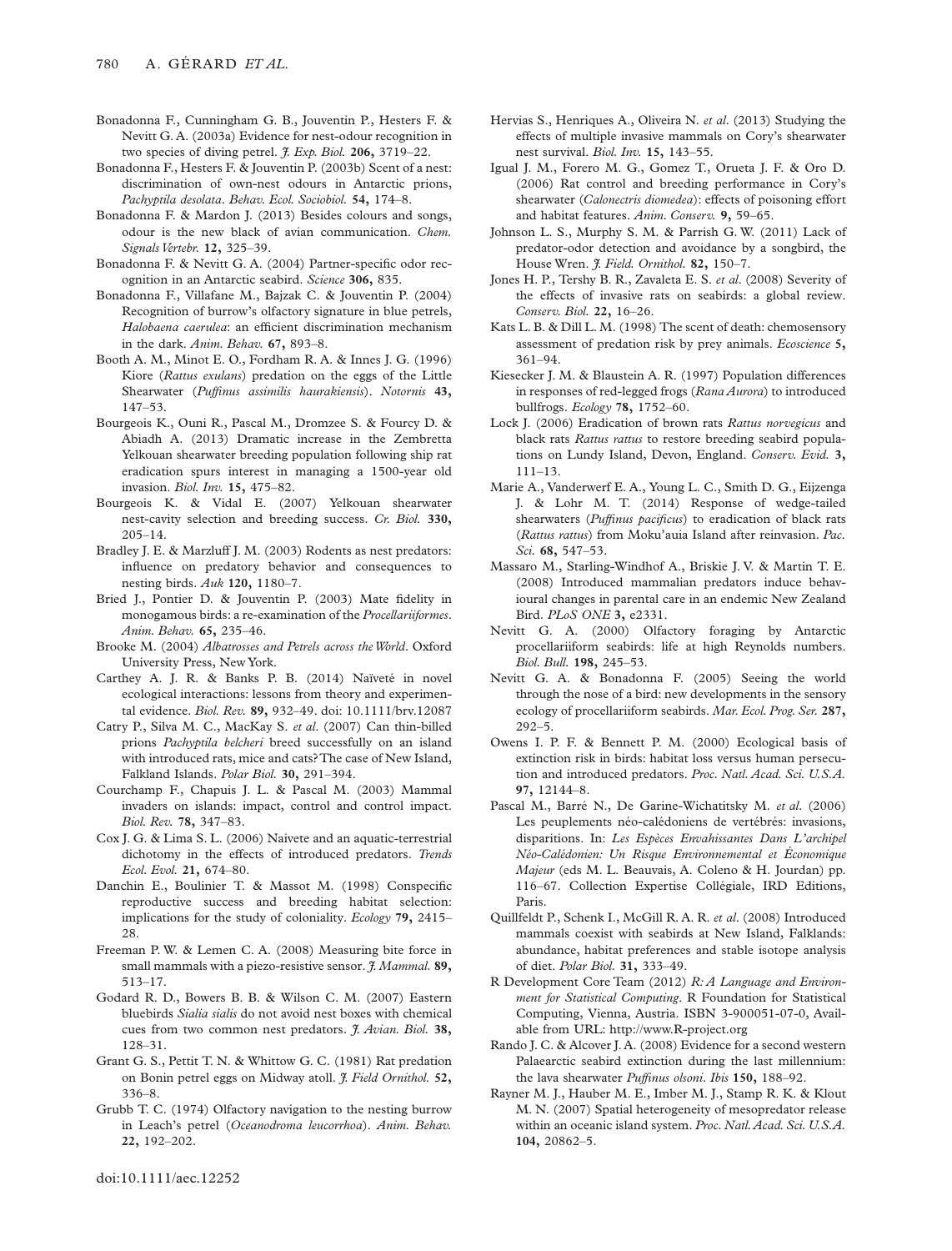Bonadonna F., Cunningham G. B., Jouventin P., Hesters F. & Nevitt G. A. (2003a) Evidence for nest-odour recognition in two species of diving petrel. *J. Exp. Biol.* **206,** 3719–22.

Bonadonna F., Hesters F. & Jouventin P. (2003b) Scent of a nest: discrimination of own-nest odours in Antarctic prions, *Pachyptila desolata*. *Behav. Ecol. Sociobiol.* **54,** 174–8.

Bonadonna F. & Mardon J. (2013) Besides colours and songs, odour is the new black of avian communication. *Chem. Signals Vertebr.* **12,** 325–39.

Bonadonna F. & Nevitt G. A. (2004) Partner-specific odor recognition in an Antarctic seabird. *Science* **306,** 835.

Bonadonna F., Villafane M., Bajzak C. & Jouventin P. (2004) Recognition of burrow's olfactory signature in blue petrels, *Halobaena caerulea*: an efficient discrimination mechanism in the dark. *Anim. Behav.* **67,** 893–8.

Booth A. M., Minot E. O., Fordham R. A. & Innes J. G. (1996) Kiore (*Rattus exulans*) predation on the eggs of the Little Shearwater (*Puffinus assimilis haurakiensis*). *Notornis* **43,** 147–53.

Bourgeois K., Ouni R., Pascal M., Dromzee S. & Fourcy D. & Abiadh A. (2013) Dramatic increase in the Zembretta Yelkouan shearwater breeding population following ship rat eradication spurs interest in managing a 1500-year old invasion. *Biol. Inv.* **15,** 475–82.

Bourgeois K. & Vidal E. (2007) Yelkouan shearwater nest-cavity selection and breeding success. *Cr. Biol.* **330,** 205–14.

Bradley J. E. & Marzluff J. M. (2003) Rodents as nest predators: influence on predatory behavior and consequences to nesting birds. *Auk* **120,** 1180–7.

Bried J., Pontier D. & Jouventin P. (2003) Mate fidelity in monogamous birds: a re-examination of the *Procellariiformes*. *Anim. Behav.* **65,** 235–46.

Brooke M. (2004) *Albatrosses and Petrels across the World*. Oxford University Press, New York.

Carthey A. J. R. & Banks P. B. (2014) Naïveté in novel ecological interactions: lessons from theory and experimental evidence. *Biol. Rev.* **89,** 932–49. doi: 10.1111/brv.12087

Catry P., Silva M. C., MacKay S. *et al*. (2007) Can thin-billed prions *Pachyptila belcheri* breed successfully on an island with introduced rats, mice and cats? The case of New Island, Falkland Islands. *Polar Biol.* **30,** 291–394.

Courchamp F., Chapuis J. L. & Pascal M. (2003) Mammal invaders on islands: impact, control and control impact. *Biol. Rev.* **78,** 347–83.

Cox J. G. & Lima S. L. (2006) Naivete and an aquatic-terrestrial dichotomy in the effects of introduced predators. *Trends Ecol. Evol.* **21,** 674–80.

Danchin E., Boulinier T. & Massot M. (1998) Conspecific reproductive success and breeding habitat selection: implications for the study of coloniality. *Ecology* **79,** 2415–28.

Freeman P. W. & Lemen C. A. (2008) Measuring bite force in small mammals with a piezo-resistive sensor. *J. Mammal.* **89,** 513–17.

Godard R. D., Bowers B. B. & Wilson C. M. (2007) Eastern bluebirds *Sialia sialis* do not avoid nest boxes with chemical cues from two common nest predators. *J. Avian. Biol.* **38,** 128–31.

Grant G. S., Pettit T. N. & Whittow G. C. (1981) Rat predation on Bonin petrel eggs on Midway atoll. *J. Field Ornithol.* **52,** 336–8.

Grubb T. C. (1974) Olfactory navigation to the nesting burrow in Leach's petrel (*Oceanodroma leucorrhoa*). *Anim. Behav.* **22,** 192–202.

Hervias S., Henriques A., Oliveira N. *et al*. (2013) Studying the effects of multiple invasive mammals on Cory's shearwater nest survival. *Biol. Inv.* **15,** 143–55.

Igual J. M., Forero M. G., Gomez T., Orueta J. F. & Oro D. (2006) Rat control and breeding performance in Cory's shearwater (*Calonectris diomedea*): effects of poisoning effort and habitat features. *Anim. Conserv.* **9,** 59–65.

Johnson L. S., Murphy S. M. & Parrish G. W. (2011) Lack of predator-odor detection and avoidance by a songbird, the House Wren. *J. Field. Ornithol.* **82,** 150–7.

Jones H. P., Tershy B. R., Zavaleta E. S. *et al*. (2008) Severity of the effects of invasive rats on seabirds: a global review. *Conserv. Biol.* **22,** 16–26.

Kats L. B. & Dill L. M. (1998) The scent of death: chemosensory assessment of predation risk by prey animals. *Ecoscience* **5,** 361–94.

Kiesecker J. M. & Blaustein A. R. (1997) Population differences in responses of red-legged frogs (*Rana Aurora*) to introduced bullfrogs. *Ecology* **78,** 1752–60.

Lock J. (2006) Eradication of brown rats *Rattus norvegicus* and black rats *Rattus rattus* to restore breeding seabird populations on Lundy Island, Devon, England. *Conserv. Evid.* **3,** 111–13.

Marie A., Vanderwerf E. A., Young L. C., Smith D. G., Eijzenga J. & Lohr M. T. (2014) Response of wedge-tailed shearwaters (*Puffinus pacificus*) to eradication of black rats (*Rattus rattus*) from Moku'auia Island after reinvasion. *Pac. Sci.* **68,** 547–53.

Massaro M., Starling-Windhof A., Briskie J. V. & Martin T. E. (2008) Introduced mammalian predators induce behavioural changes in parental care in an endemic New Zealand Bird. *PLoS ONE* **3,** e2331.

Nevitt G. A. (2000) Olfactory foraging by Antarctic procellariiform seabirds: life at high Reynolds numbers. *Biol. Bull.* **198,** 245–53.

Nevitt G. A. & Bonadonna F. (2005) Seeing the world through the nose of a bird: new developments in the sensory ecology of procellariiform seabirds. *Mar. Ecol. Prog. Ser.* **287,** 292–5.

Owens I. P. F. & Bennett P. M. (2000) Ecological basis of extinction risk in birds: habitat loss versus human persecution and introduced predators. *Proc. Natl. Acad. Sci. U.S.A.* **97,** 12144–8.

Pascal M., Barré N., De Garine-Wichatitsky M. *et al*. (2006) Les peuplements néo-calédoniens de vertébrés: invasions, disparitions. In: *Les Espèces Envahissantes Dans L'archipel Néo-Calédonien: Un Risque Environnemental et Économique Majeur* (eds M. L. Beauvais, A. Coleno & H. Jourdan) pp. 116–67. Collection Expertise Collégiale, IRD Editions, Paris.

Quillfeldt P., Schenk I., McGill R. A. R. *et al*. (2008) Introduced mammals coexist with seabirds at New Island, Falklands: abundance, habitat preferences and stable isotope analysis of diet. *Polar Biol.* **31,** 333–49.

R Development Core Team (2012) *R: A Language and Environment for Statistical Computing*. R Foundation for Statistical Computing, Vienna, Austria. ISBN 3-900051-07-0, Available from URL: http://www.R-project.org

Rando J. C. & Alcover J. A. (2008) Evidence for a second western Palaearctic seabird extinction during the last millennium: the lava shearwater *Puffinus olsoni*. *Ibis* **150,** 188–92.

Rayner M. J., Hauber M. E., Imber M. J., Stamp R. K. & Klout M. N. (2007) Spatial heterogeneity of mesopredator release within an oceanic island system. *Proc. Natl. Acad. Sci. U.S.A.* **104,** 20862–5.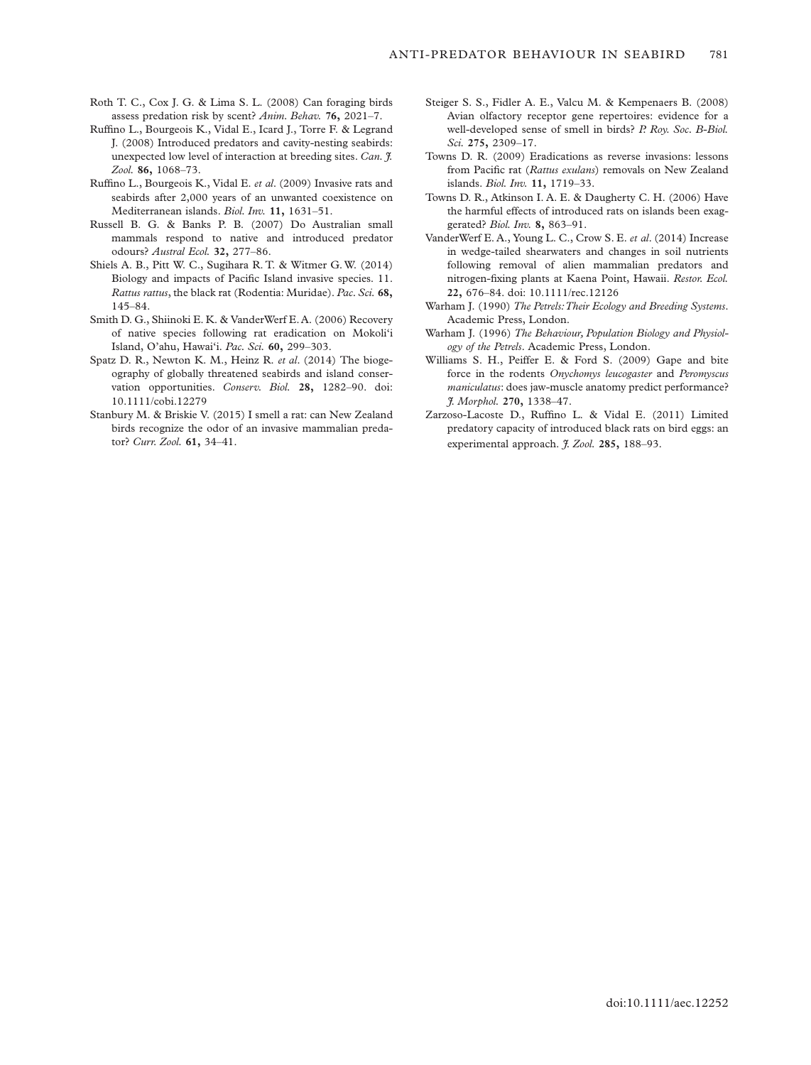Roth T. C., Cox J. G. & Lima S. L. (2008) Can foraging birds assess predation risk by scent? *Anim. Behav.* **76,** 2021–7.

Ruffino L., Bourgeois K., Vidal E., Icard J., Torre F. & Legrand J. (2008) Introduced predators and cavity-nesting seabirds: unexpected low level of interaction at breeding sites. *Can. J. Zool.* **86,** 1068–73.

Ruffino L., Bourgeois K., Vidal E. *et al*. (2009) Invasive rats and seabirds after 2,000 years of an unwanted coexistence on Mediterranean islands. *Biol. Inv.* **11,** 1631–51.

Russell B. G. & Banks P. B. (2007) Do Australian small mammals respond to native and introduced predator odours? *Austral Ecol.* **32,** 277–86.

Shiels A. B., Pitt W. C., Sugihara R. T. & Witmer G. W. (2014) Biology and impacts of Pacific Island invasive species. 11. *Rattus rattus*, the black rat (Rodentia: Muridae). *Pac. Sci.* **68,** 145–84.

Smith D. G., Shiinoki E. K. & VanderWerf E. A. (2006) Recovery of native species following rat eradication on Mokoli'i Island, O'ahu, Hawai'i. *Pac. Sci.* **60,** 299–303.

Spatz D. R., Newton K. M., Heinz R. *et al*. (2014) The biogeography of globally threatened seabirds and island conservation opportunities. *Conserv. Biol.* **28,** 1282–90. doi: 10.1111/cobi.12279

Stanbury M. & Briskie V. (2015) I smell a rat: can New Zealand birds recognize the odor of an invasive mammalian predator? *Curr. Zool.* **61,** 34–41.

Steiger S. S., Fidler A. E., Valcu M. & Kempenaers B. (2008) Avian olfactory receptor gene repertoires: evidence for a well-developed sense of smell in birds? *P. Roy. Soc. B-Biol. Sci.* **275,** 2309–17.

Towns D. R. (2009) Eradications as reverse invasions: lessons from Pacific rat (*Rattus exulans*) removals on New Zealand islands. *Biol. Inv.* **11,** 1719–33.

Towns D. R., Atkinson I. A. E. & Daugherty C. H. (2006) Have the harmful effects of introduced rats on islands been exaggerated? *Biol. Inv.* **8,** 863–91.

VanderWerf E. A., Young L. C., Crow S. E. *et al*. (2014) Increase in wedge-tailed shearwaters and changes in soil nutrients following removal of alien mammalian predators and nitrogen-fixing plants at Kaena Point, Hawaii. *Restor. Ecol.* **22,** 676–84. doi: 10.1111/rec.12126

Warham J. (1990) *The Petrels: Their Ecology and Breeding Systems*. Academic Press, London.

Warham J. (1996) *The Behaviour, Population Biology and Physiology of the Petrels*. Academic Press, London.

Williams S. H., Peiffer E. & Ford S. (2009) Gape and bite force in the rodents *Onychomys leucogaster* and *Peromyscus maniculatus*: does jaw-muscle anatomy predict performance? *J. Morphol.* **270,** 1338–47.

Zarzoso-Lacoste D., Ruffino L. & Vidal E. (2011) Limited predatory capacity of introduced black rats on bird eggs: an experimental approach. *J. Zool.* **285,** 188–93.